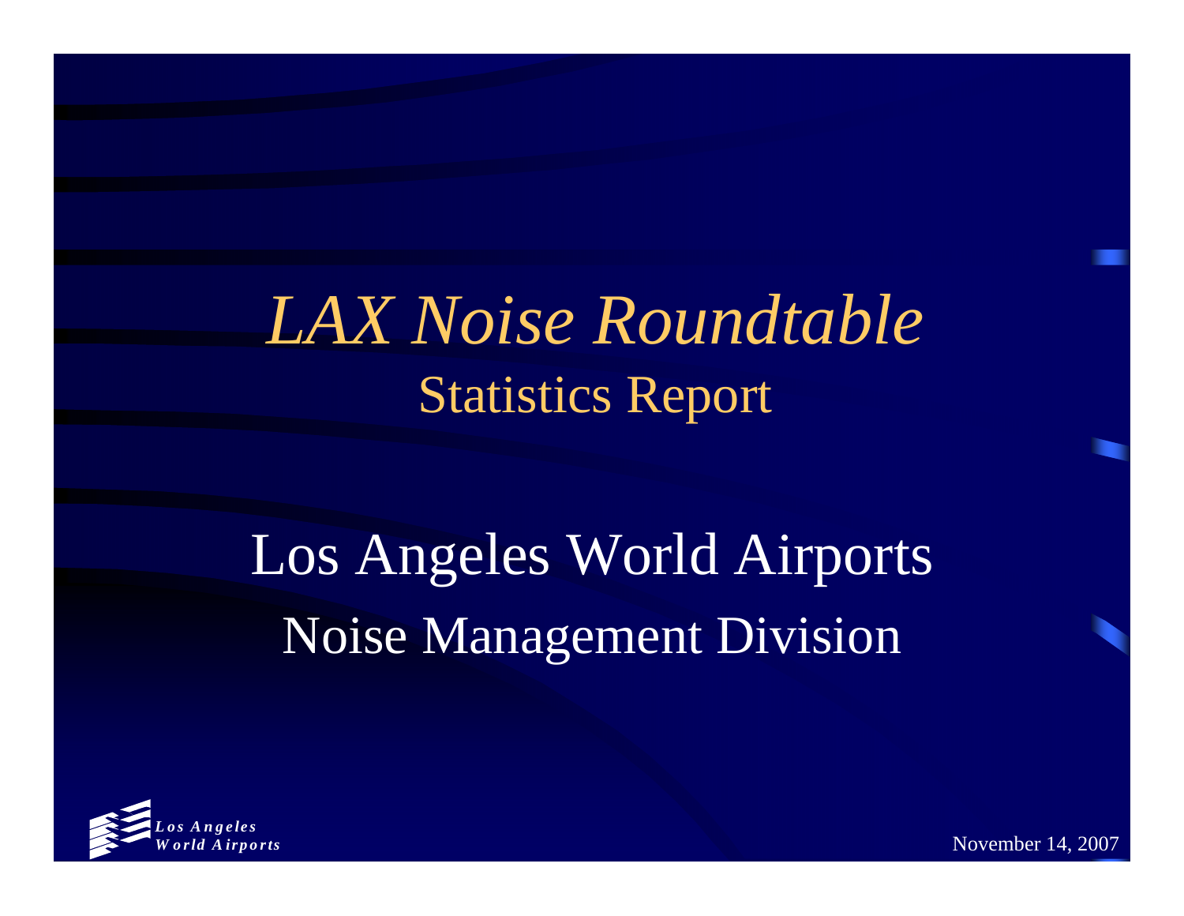# *LAX Noise Roundtable*

## Statistics Report

Los Angeles World Airports

Noise Management Division

*Los Angeles World Airports*

November 14, 2007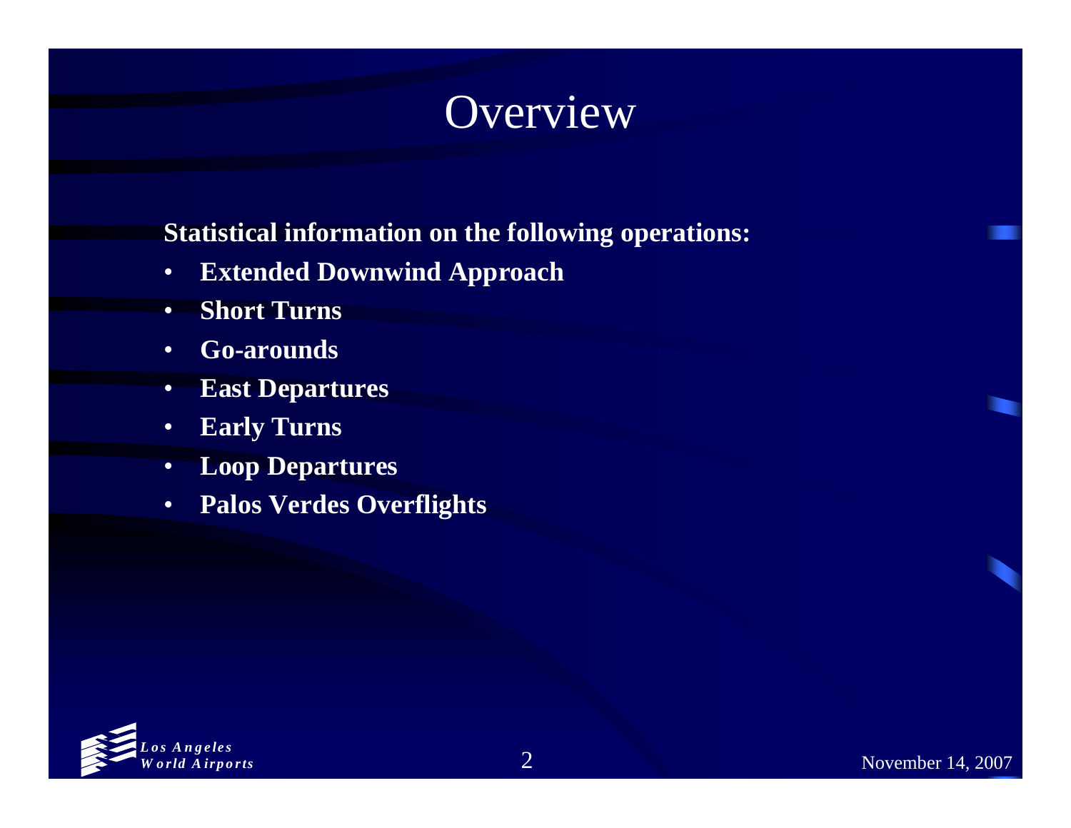# Overview

**Statistical information on the following operations:**

- **Extended Downwind Approach**
- **Short Turns**
- **Go-arounds**
- **East Departures**
- **Early Turns**
- **Loop Departures**
- **Palos Verdes Overflights**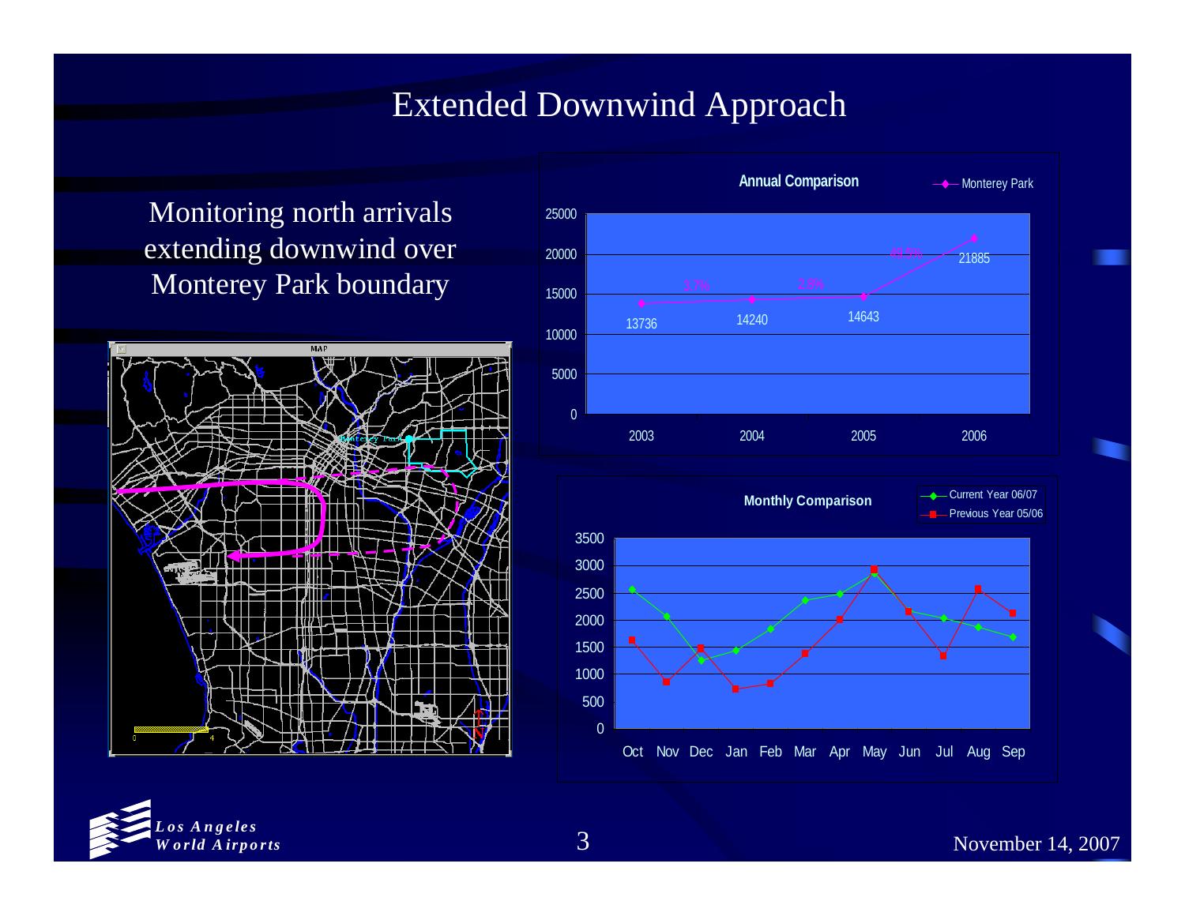# Extended Downwind Approach

Monitoring north arrivals extending downwind over Monterey Park boundary

**Annual Comparison**

| Year | Monterey Park | Change |
|---|---|---|
| 2003 | 13736 | |
| 2004 | 14240 | 3.7% |
| 2005 | 14643 | 2.8% |
| 2006 | 21885 | 49.5% |

**Monthly Comparison**

| Month | Current Year 06/07 | Previous Year 05/06 |
|---|---|---|
| Oct | ~2550 | ~1600 |
| Nov | ~2050 | ~850 |
| Dec | ~1250 | ~1450 |
| Jan | ~1400 | ~700 |
| Feb | ~1800 | ~800 |
| Mar | ~2350 | ~1350 |
| Apr | ~2450 | ~2000 |
| May | ~2850 | ~2900 |
| Jun | ~2150 | ~2150 |
| Jul | ~2000 | ~1300 |
| Aug | ~1850 | ~2550 |
| Sep | ~1650 | ~2100 |

*Los Angeles World Airports*

November 14, 2007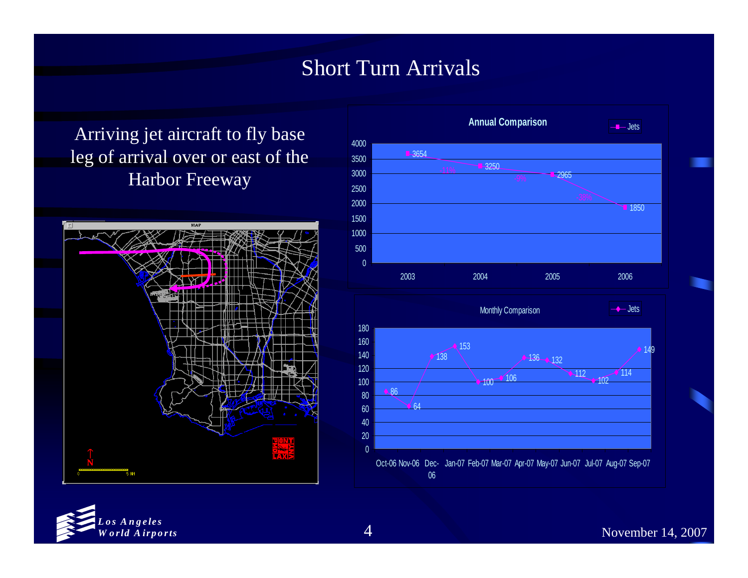# Short Turn Arrivals

Arriving jet aircraft to fly base leg of arrival over or east of the Harbor Freeway

**Annual Comparison**

| Year | Jets |
|---|---|
| 2003 | 3654 |
| 2004 | 3250 |
| 2005 | 2965 |
| 2006 | 1850 |

**Monthly Comparison**

| Month | Jets |
|---|---|
| Oct-06 | 86 |
| Nov-06 | 64 |
| Dec-06 | 138 |
| Jan-07 | 153 |
| Feb-07 | 100 |
| Mar-07 | 106 |
| Apr-07 | 136 |
| May-07 | 132 |
| Jun-07 | 112 |
| Jul-07 | 102 |
| Aug-07 | 114 |
| Sep-07 | 149 |

*Los Angeles World Airports*

November 14, 2007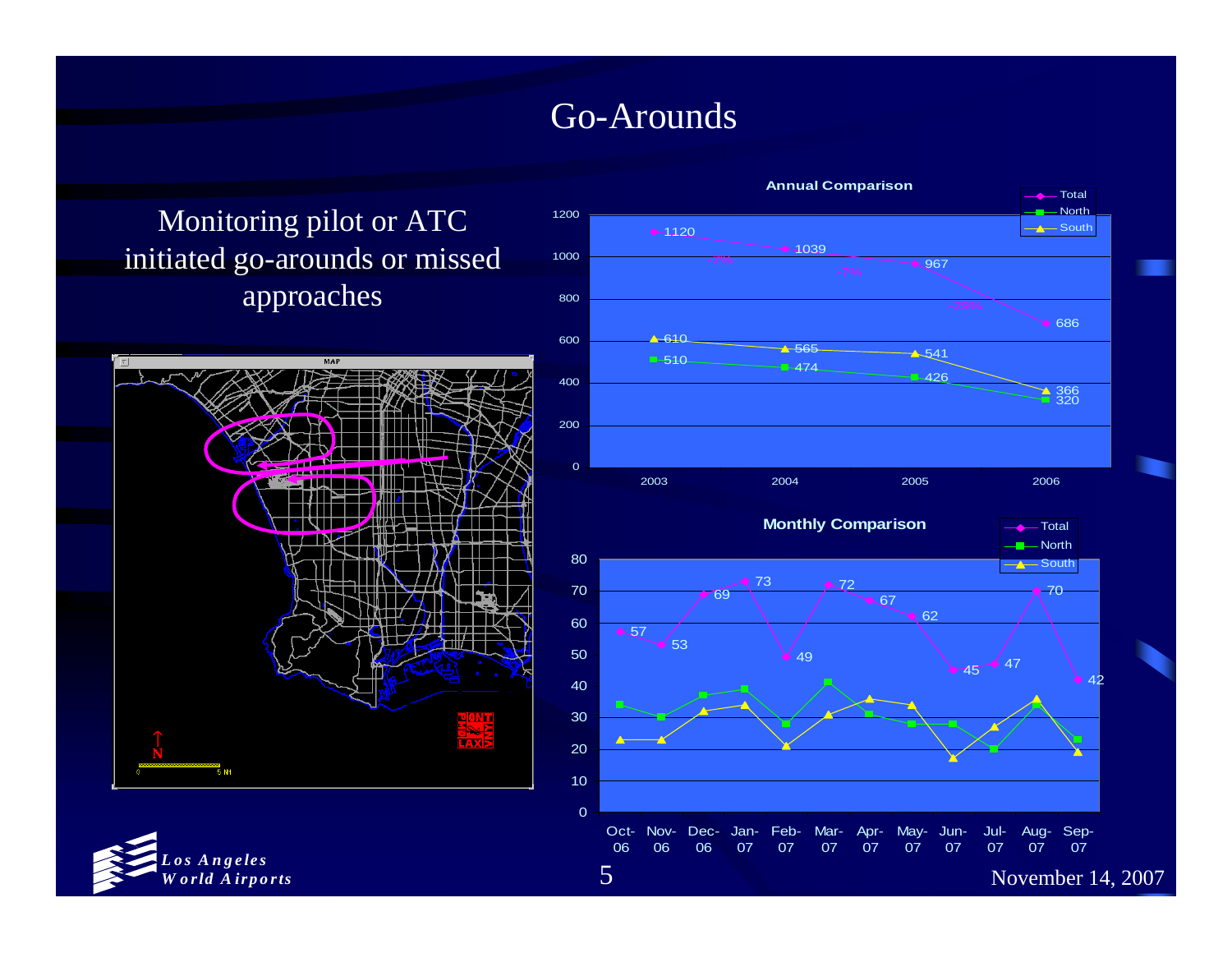# Go-Arounds

Monitoring pilot or ATC initiated go-arounds or missed approaches

**Annual Comparison**

| Year | Total | North | South |
|---|---|---|---|
| 2003 | 1120 | 510 | 610 |
| 2004 | 1039 | 474 | 565 |
| 2005 | 967 | 426 | 541 |
| 2006 | 686 | 320 | 366 |

Total change: 2003–2004: -7%; 2004–2005: -7%; 2005–2006: -29%

**Monthly Comparison**

| Month | Total | North | South |
|---|---|---|---|
| Oct-06 | 57 | 34 | 23 |
| Nov-06 | 53 | 30 | 23 |
| Dec-06 | 69 | 37 | 32 |
| Jan-07 | 73 | 39 | 34 |
| Feb-07 | 49 | 28 | 21 |
| Mar-07 | 72 | 41 | 31 |
| Apr-07 | 67 | 31 | 36 |
| May-07 | 62 | 28 | 34 |
| Jun-07 | 45 | 28 | 17 |
| Jul-07 | 47 | 20 | 27 |
| Aug-07 | 70 | 34 | 36 |
| Sep-07 | 42 | 23 | 19 |

*Los Angeles World Airports*

November 14, 2007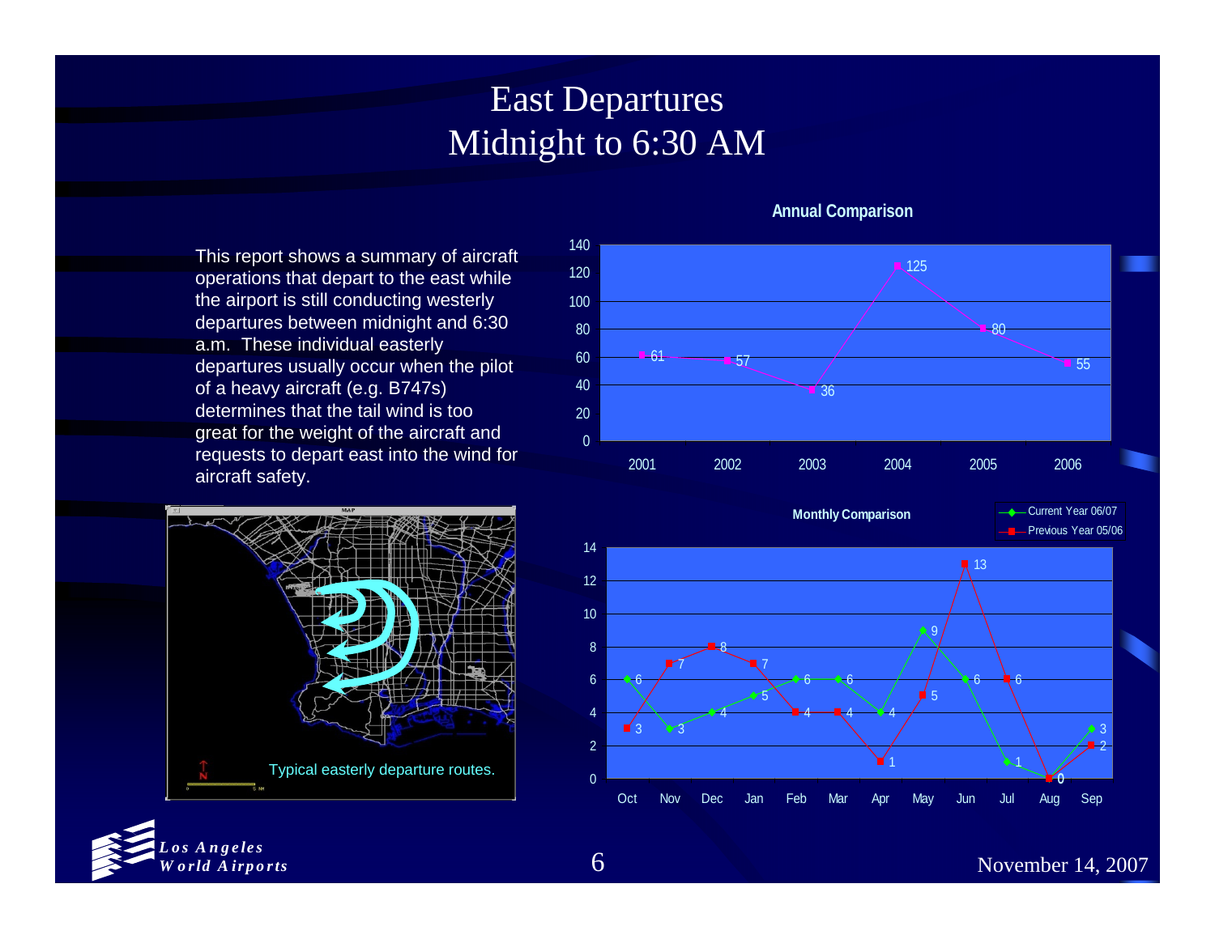# East Departures
# Midnight to 6:30 AM

This report shows a summary of aircraft operations that depart to the east while the airport is still conducting westerly departures between midnight and 6:30 a.m. These individual easterly departures usually occur when the pilot of a heavy aircraft (e.g. B747s) determines that the tail wind is too great for the weight of the aircraft and requests to depart east into the wind for aircraft safety.

**Annual Comparison**

| Year | Departures |
|---|---|
| 2001 | 61 |
| 2002 | 57 |
| 2003 | 36 |
| 2004 | 125 |
| 2005 | 80 |
| 2006 | 55 |

**Monthly Comparison**

| Month | Current Year 06/07 | Previous Year 05/06 |
|---|---|---|
| Oct | 6 | 3 |
| Nov | 3 | 7 |
| Dec | 4 | 8 |
| Jan | 5 | 7 |
| Feb | 6 | 4 |
| Mar | 6 | 4 |
| Apr | 4 | 1 |
| May | 9 | 5 |
| Jun | 6 | 13 |
| Jul | 1 | 6 |
| Aug | 0 | 0 |
| Sep | 3 | 2 |

Typical easterly departure routes.

*Los Angeles World Airports*

November 14, 2007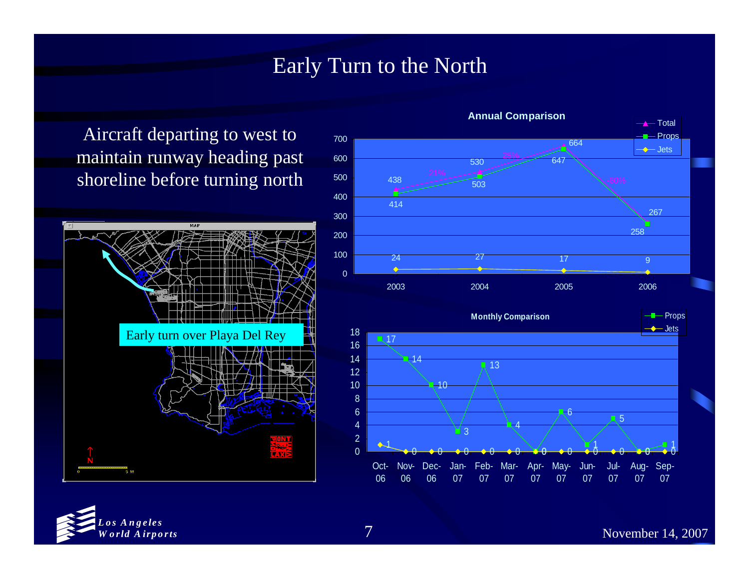# Early Turn to the North

Aircraft departing to west to maintain runway heading past shoreline before turning north

Early turn over Playa Del Rey

**Annual Comparison**

| Year | Total | Props | Jets |
|---|---|---|---|
| 2003 | 438 | 414 | 24 |
| 2004 | 530 | 503 | 27 |
| 2005 | 664 | 647 | 17 |
| 2006 | 267 | 258 | 9 |

Total change: 21% (2003–2004), 25% (2004–2005), -60% (2005–2006)

**Monthly Comparison**

| Month | Props | Jets |
|---|---|---|
| Oct-06 | 17 | 1 |
| Nov-06 | 14 | 0 |
| Dec-06 | 10 | 0 |
| Jan-07 | 3 | 0 |
| Feb-07 | 13 | 0 |
| Mar-07 | 4 | 0 |
| Apr-07 | 0 | 0 |
| May-07 | 6 | 0 |
| Jun-07 | 1 | 0 |
| Jul-07 | 5 | 0 |
| Aug-07 | 0 | 0 |
| Sep-07 | 1 | 0 |

*Los Angeles World Airports*

November 14, 2007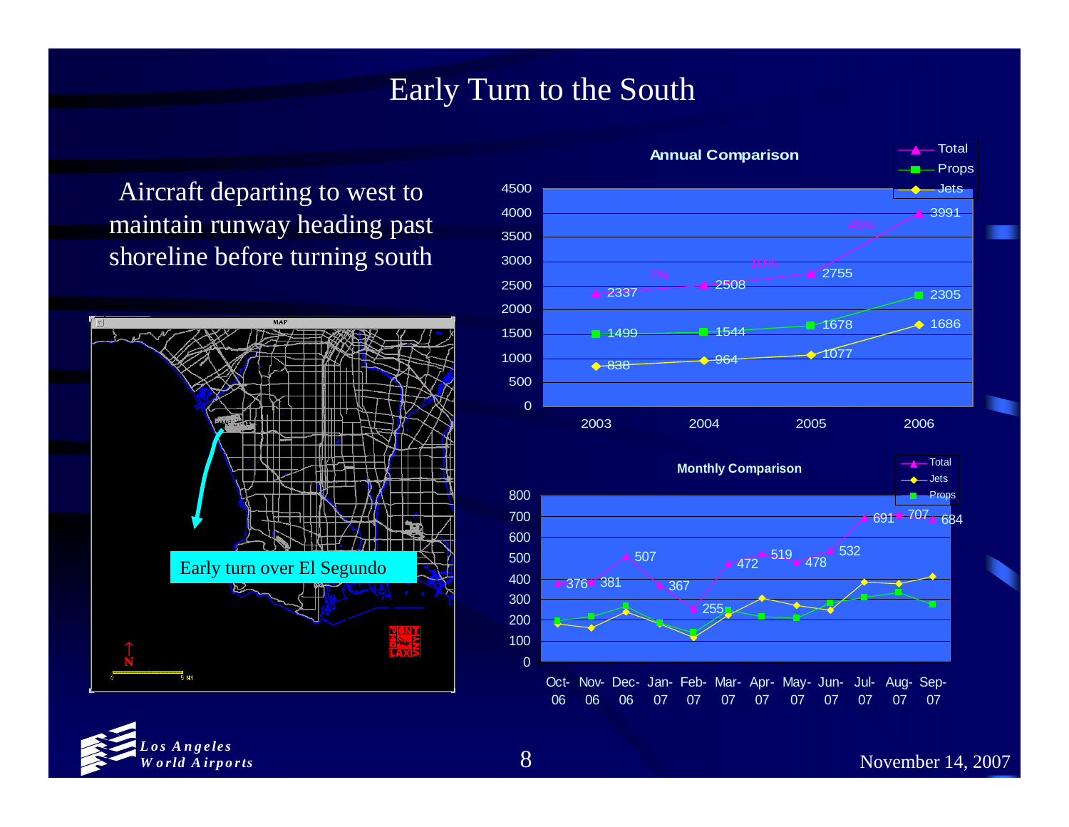# Early Turn to the South

Aircraft departing to west to maintain runway heading past shoreline before turning south

Early turn over El Segundo

**Annual Comparison**

| Year | Total | Props | Jets |
|---|---|---|---|
| 2003 | 2337 | 1499 | 838 |
| 2004 | 2508 | 1544 | 964 |
| 2005 | 2755 | 1678 | 1077 |
| 2006 | 3991 | 2305 | 1686 |

Percentage increases in Total: 7% (2003–2004), 10% (2004–2005), 45% (2005–2006)

**Monthly Comparison**

| Month | Total |
|---|---|
| Oct-06 | 376 |
| Nov-06 | 381 |
| Dec-06 | 507 |
| Jan-07 | 367 |
| Feb-07 | 255 |
| Mar-07 | 472 |
| Apr-07 | 519 |
| May-07 | 478 |
| Jun-07 | 532 |
| Jul-07 | 691 |
| Aug-07 | 707 |
| Sep-07 | 684 |

November 14, 2007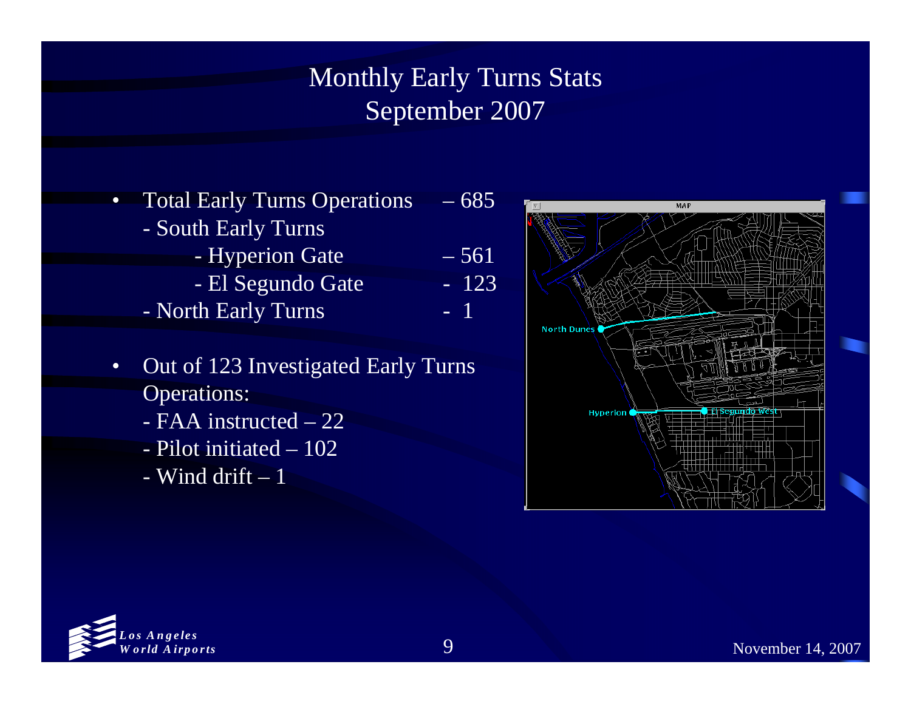# Monthly Early Turns Stats
## September 2007

- Total Early Turns Operations – 685
  - South Early Turns
    - Hyperion Gate – 561
    - El Segundo Gate - 123
  - North Early Turns - 1

- Out of 123 Investigated Early Turns Operations:
  - FAA instructed – 22
  - Pilot initiated – 102
  - Wind drift – 1

November 14, 2007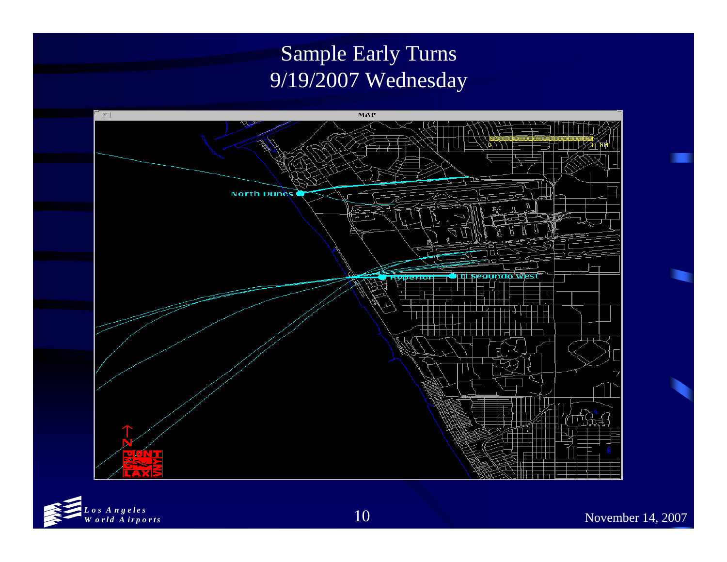# Sample Early Turns
## 9/19/2007 Wednesday

MAP

North Dunes

Hyperion

El Segundo West

0 1 NM

N

November 14, 2007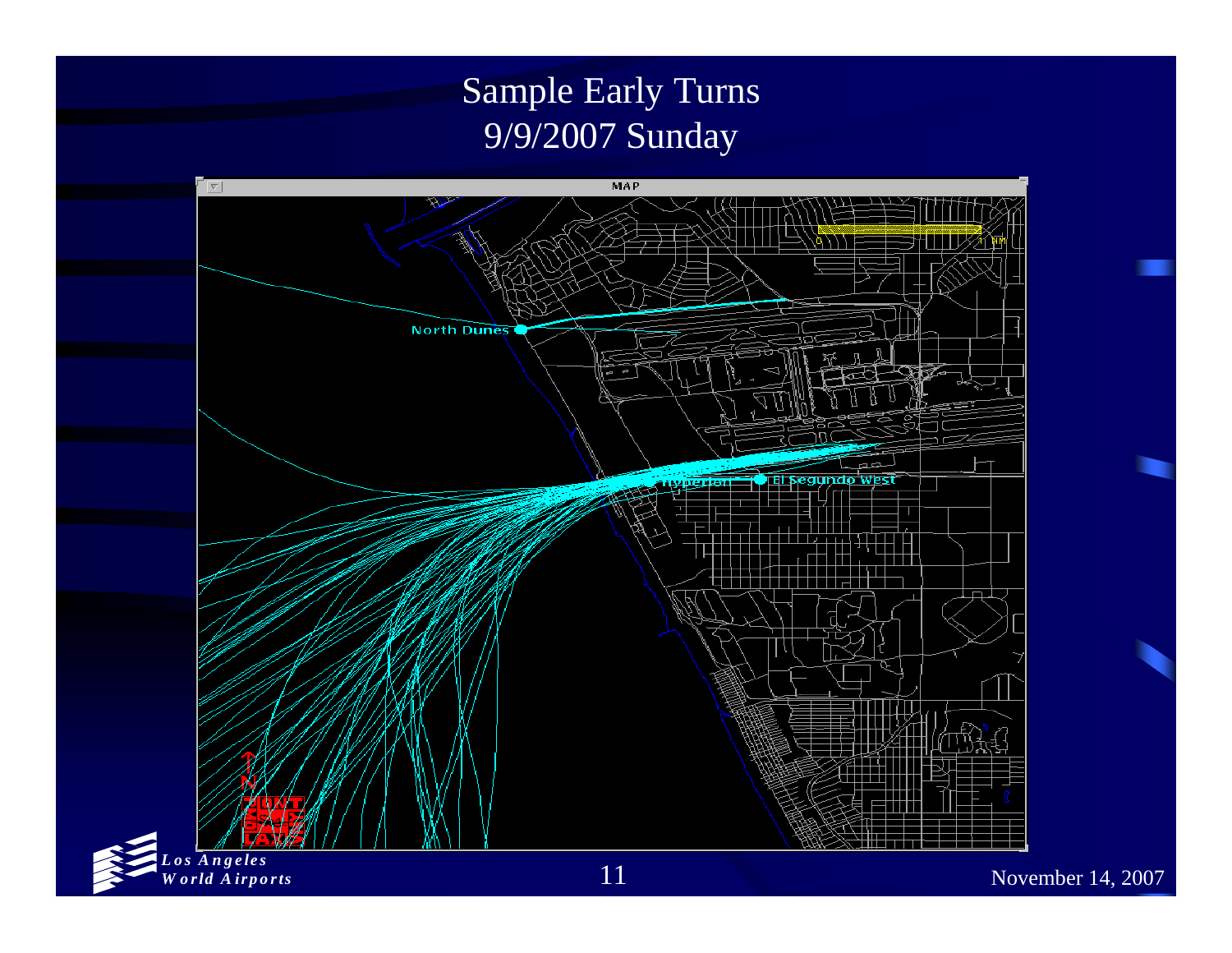# Sample Early Turns
## 9/9/2007 Sunday

MAP

North Dunes

Hyperion

El Segundo West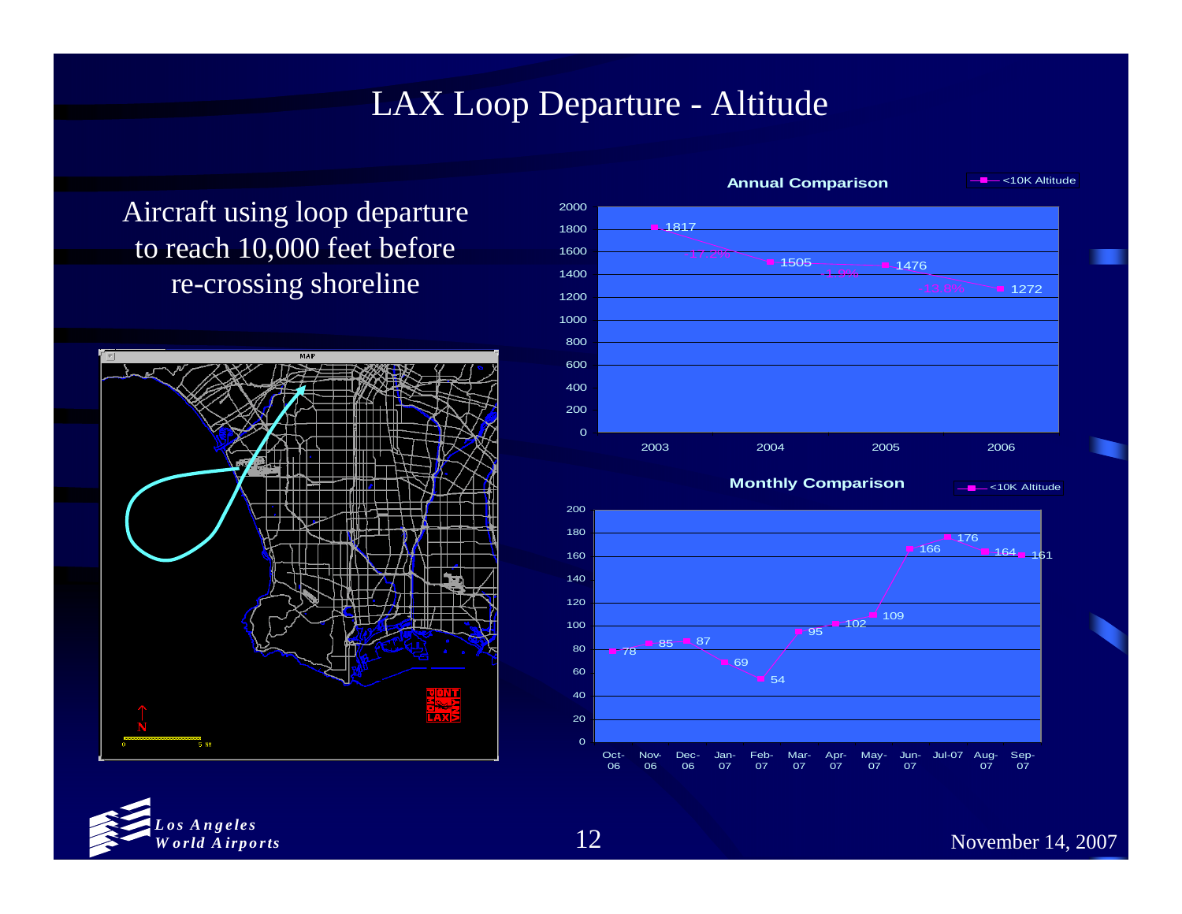# LAX Loop Departure - Altitude

Aircraft using loop departure to reach 10,000 feet before re-crossing shoreline

**Annual Comparison** (<10K Altitude)

| Year | <10K Altitude |
| --- | --- |
| 2003 | 1817 |
| 2004 | 1505 |
| 2005 | 1476 |
| 2006 | 1272 |

**Monthly Comparison** (<10K Altitude)

| Month | <10K Altitude |
| --- | --- |
| Oct-06 | 78 |
| Nov-06 | 85 |
| Dec-06 | 87 |
| Jan-07 | 69 |
| Feb-07 | 54 |
| Mar-07 | 95 |
| Apr-07 | 102 |
| May-07 | 109 |
| Jun-07 | 166 |
| Jul-07 | 176 |
| Aug-07 | 164 |
| Sep-07 | 161 |

*Los Angeles World Airports*

November 14, 2007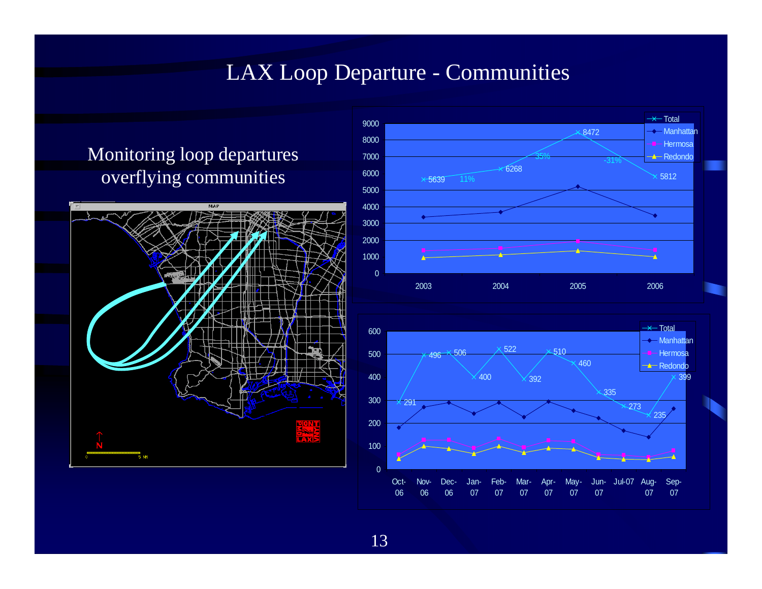# LAX Loop Departure - Communities

Monitoring loop departures overflying communities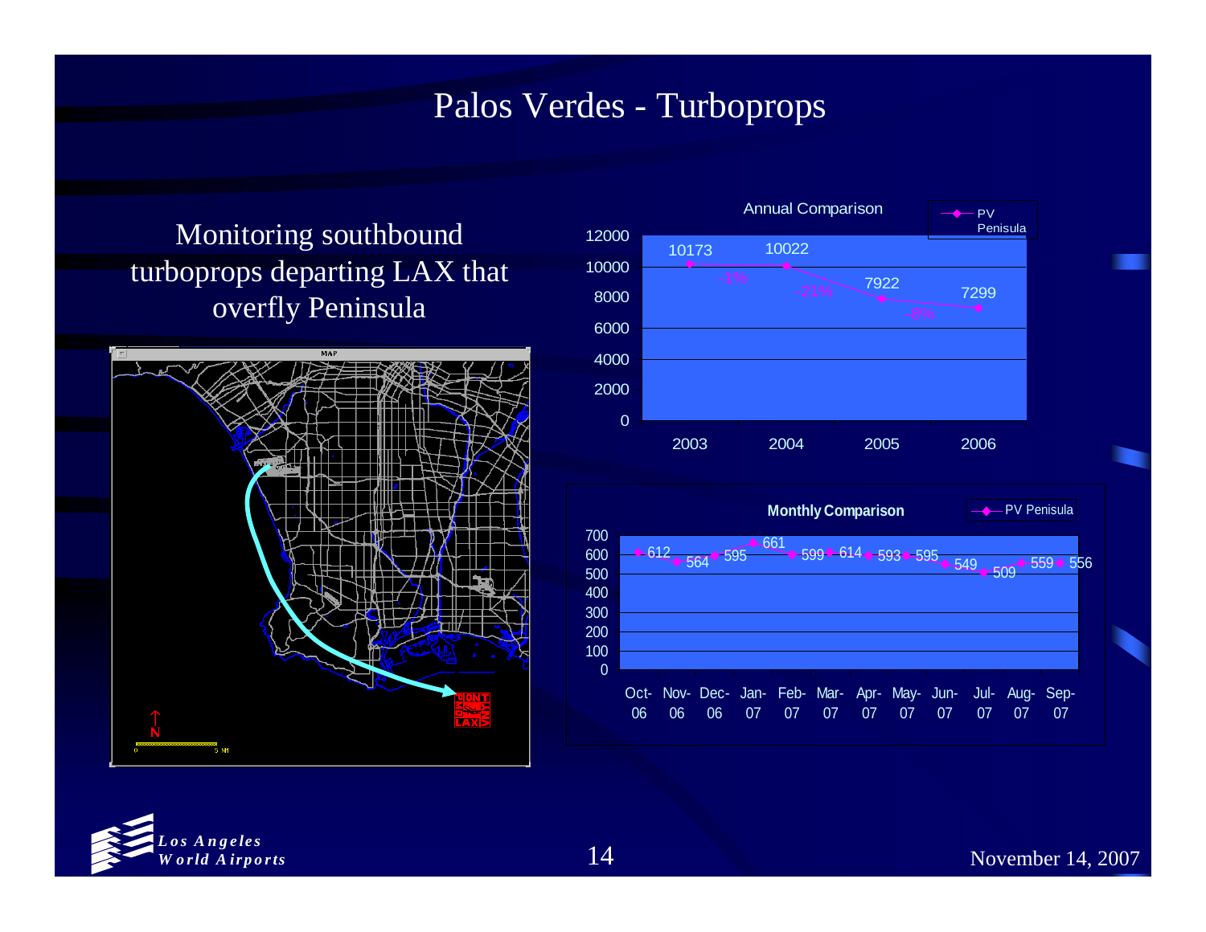# Palos Verdes - Turboprops

Monitoring southbound turboprops departing LAX that overfly Peninsula

**Annual Comparison** (PV Penisula)

| Year | 2003 | 2004 | 2005 | 2006 |
|---|---|---|---|---|
| PV Penisula | 10173 | 10022 | 7922 | 7299 |
| Change | | -1% | -21% | -8% |

**Monthly Comparison** (PV Penisula)

| Oct-06 | Nov-06 | Dec-06 | Jan-07 | Feb-07 | Mar-07 | Apr-07 | May-07 | Jun-07 | Jul-07 | Aug-07 | Sep-07 |
|---|---|---|---|---|---|---|---|---|---|---|---|
| 612 | 564 | 595 | 661 | 599 | 614 | 593 | 595 | 549 | 509 | 559 | 556 |

*Los Angeles World Airports*

November 14, 2007